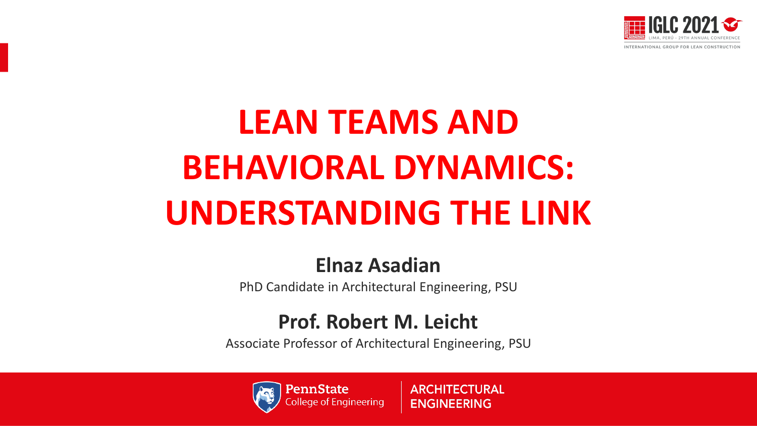IGLC 2021

LIMA, PERÚ - 29TH ANNUAL CONFERENCE

INTERNATIONAL GROUP FOR LEAN CONSTRUCTION

# LEAN TEAMS AND BEHAVIORAL DYNAMICS: UNDERSTANDING THE LINK

**Elnaz Asadian**

PhD Candidate in Architectural Engineering, PSU

**Prof. Robert M. Leicht**

Associate Professor of Architectural Engineering, PSU

PennState College of Engineering | ARCHITECTURAL ENGINEERING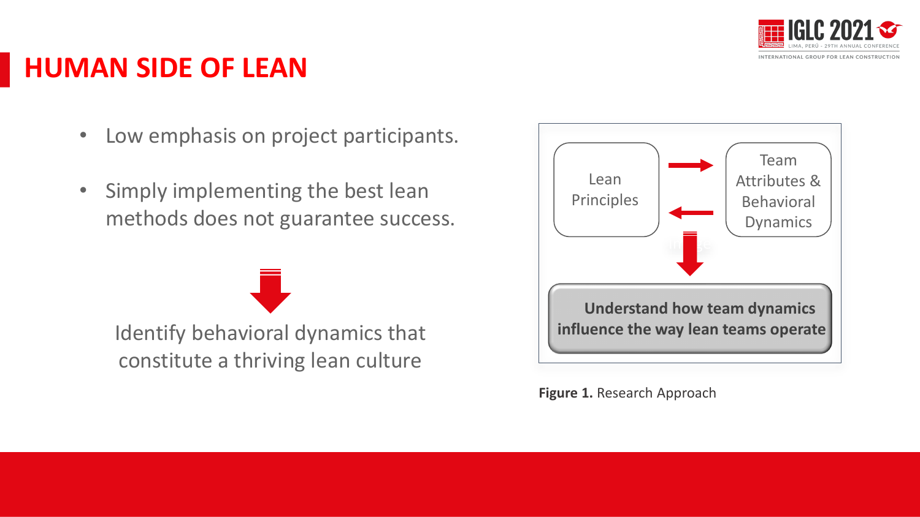# HUMAN SIDE OF LEAN

- Low emphasis on project participants.
- Simply implementing the best lean methods does not guarantee success.

Identify behavioral dynamics that constitute a thriving lean culture

Lean Principles

Team Attributes & Behavioral Dynamics

**Understand how team dynamics influence the way lean teams operate**

**Figure 1.** Research Approach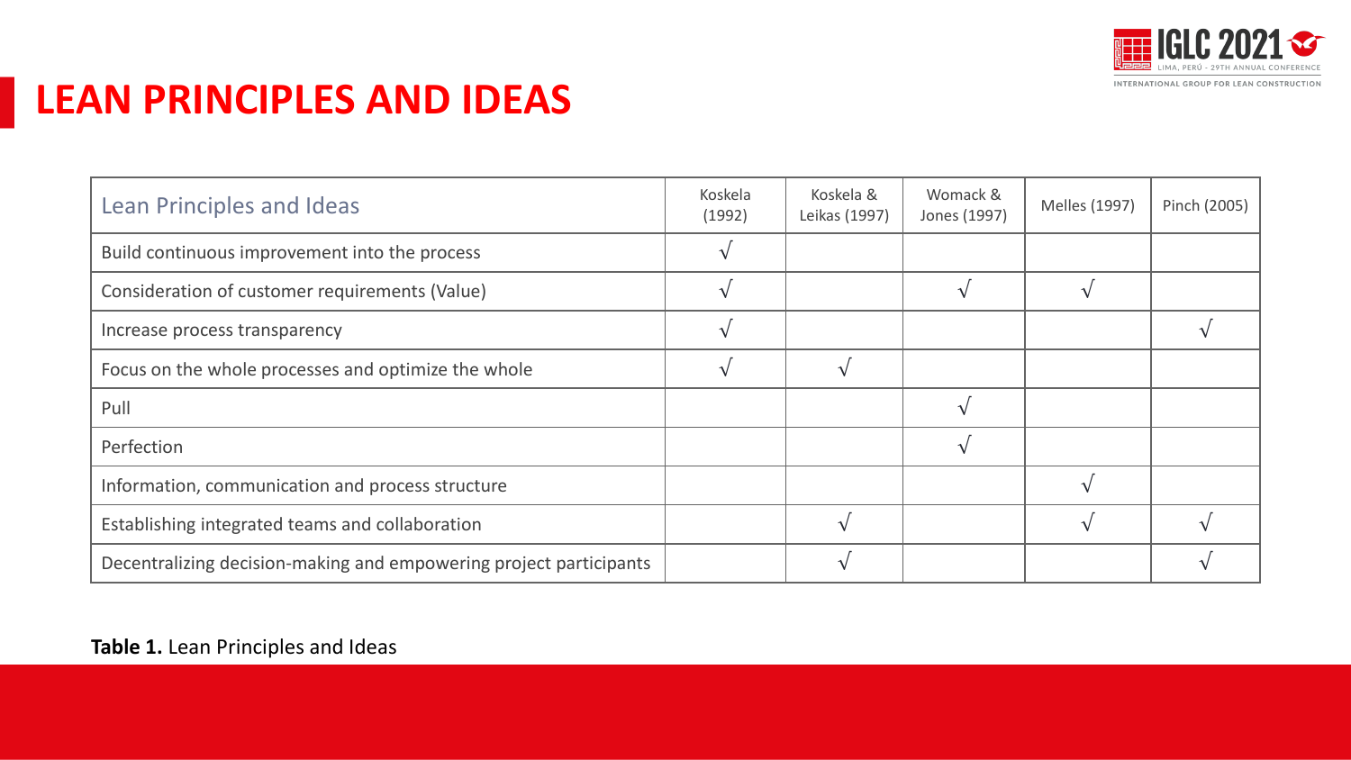# LEAN PRINCIPLES AND IDEAS

| Lean Principles and Ideas | Koskela (1992) | Koskela & Leikas (1997) | Womack & Jones (1997) | Melles (1997) | Pinch (2005) |
|---|---|---|---|---|---|
| Build continuous improvement into the process | √ | | | | |
| Consideration of customer requirements (Value) | √ | | √ | √ | |
| Increase process transparency | √ | | | | √ |
| Focus on the whole processes and optimize the whole | √ | √ | | | |
| Pull | | | √ | | |
| Perfection | | | √ | | |
| Information, communication and process structure | | | | √ | |
| Establishing integrated teams and collaboration | | √ | | √ | √ |
| Decentralizing decision-making and empowering project participants | | √ | | | √ |

**Table 1.** Lean Principles and Ideas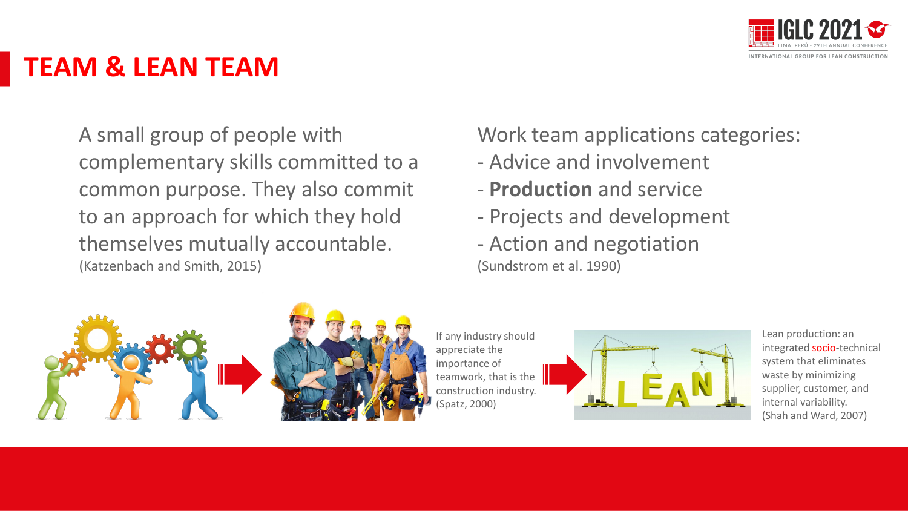# TEAM & LEAN TEAM

A small group of people with complementary skills committed to a common purpose. They also commit to an approach for which they hold themselves mutually accountable.
(Katzenbach and Smith, 2015)

Work team applications categories:

- Advice and involvement
- **Production** and service
- Projects and development
- Action and negotiation

(Sundstrom et al. 1990)

If any industry should appreciate the importance of teamwork, that is the construction industry.
(Spatz, 2000)

Lean production: an integrated socio-technical system that eliminates waste by minimizing supplier, customer, and internal variability.
(Shah and Ward, 2007)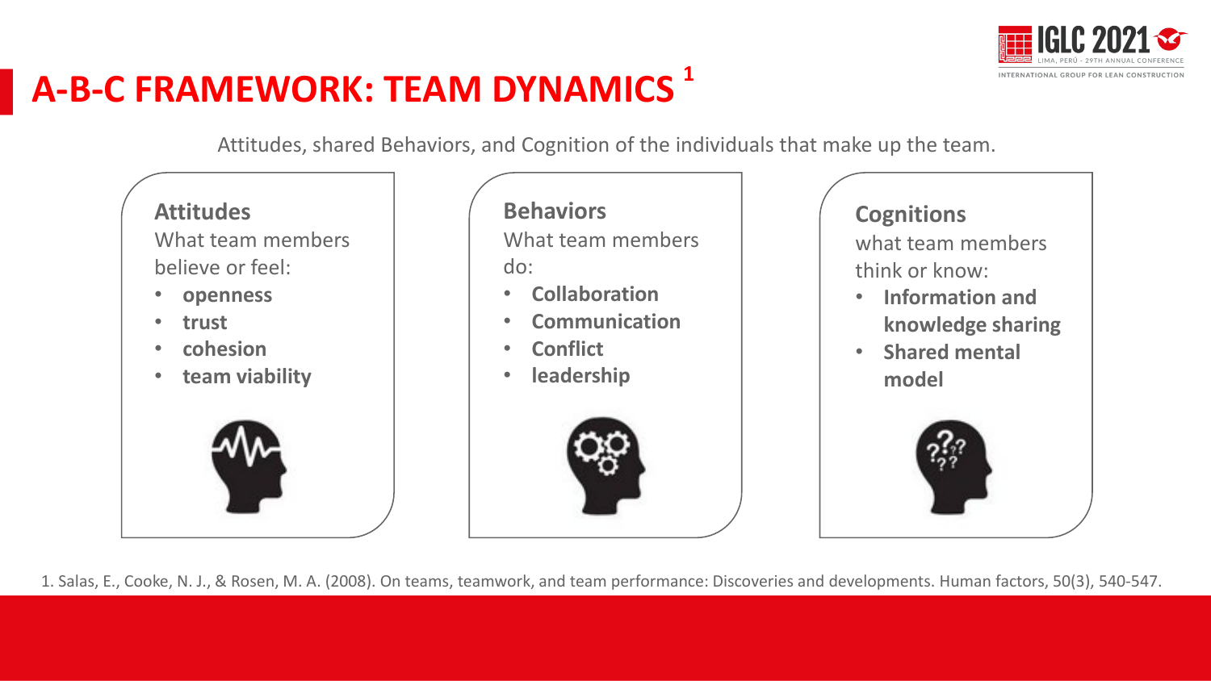# A-B-C FRAMEWORK: TEAM DYNAMICS [1]

Attitudes, shared Behaviors, and Cognition of the individuals that make up the team.

**Attitudes**

What team members believe or feel:

- **openness**
- **trust**
- **cohesion**
- **team viability**

**Behaviors**

What team members do:

- **Collaboration**
- **Communication**
- **Conflict**
- **leadership**

**Cognitions**

what team members think or know:

- **Information and knowledge sharing**
- **Shared mental model**

1. Salas, E., Cooke, N. J., & Rosen, M. A. (2008). On teams, teamwork, and team performance: Discoveries and developments. Human factors, 50(3), 540-547.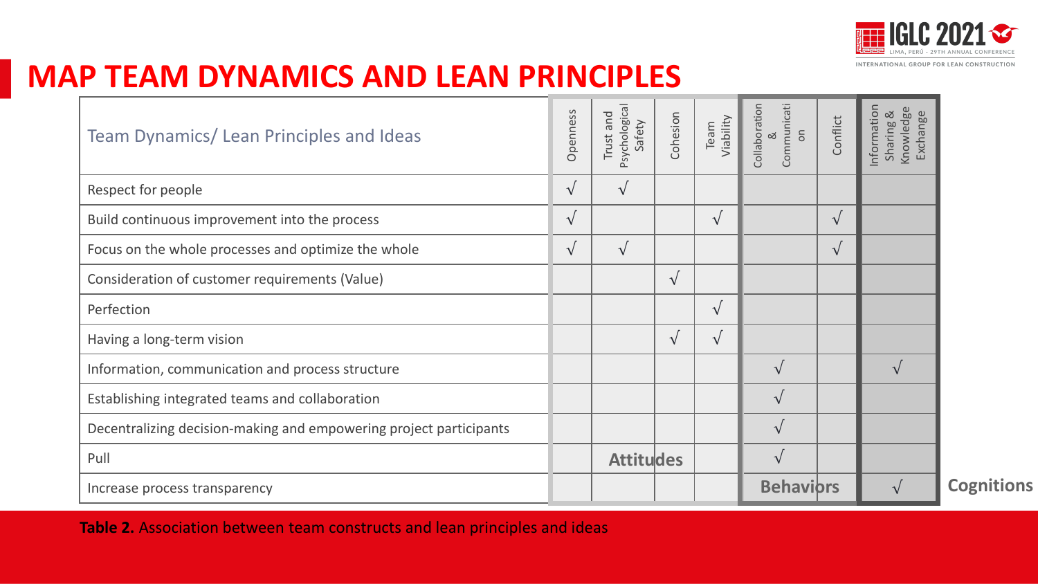# MAP TEAM DYNAMICS AND LEAN PRINCIPLES

| Team Dynamics/ Lean Principles and Ideas | Openness | Trust and Psychological Safety | Cohesion | Team Viability | Collaboration & Communication | Conflict | Information Sharing & Knowledge Exchange |
|---|---|---|---|---|---|---|---|
| Respect for people | √ | √ | | | | | |
| Build continuous improvement into the process | √ | | | √ | | √ | |
| Focus on the whole processes and optimize the whole | √ | √ | | | | √ | |
| Consideration of customer requirements (Value) | | | √ | | | | |
| Perfection | | | | √ | | | |
| Having a long-term vision | | | √ | √ | | | |
| Information, communication and process structure | | | | | √ | | √ |
| Establishing integrated teams and collaboration | | | | | √ | | |
| Decentralizing decision-making and empowering project participants | | | | | √ | | |
| Pull | | | | | √ | | |
| Increase process transparency | | | | | | | √ |
| | Attitudes | | | | Behaviors | | Cognitions |

**Table 2.** Association between team constructs and lean principles and ideas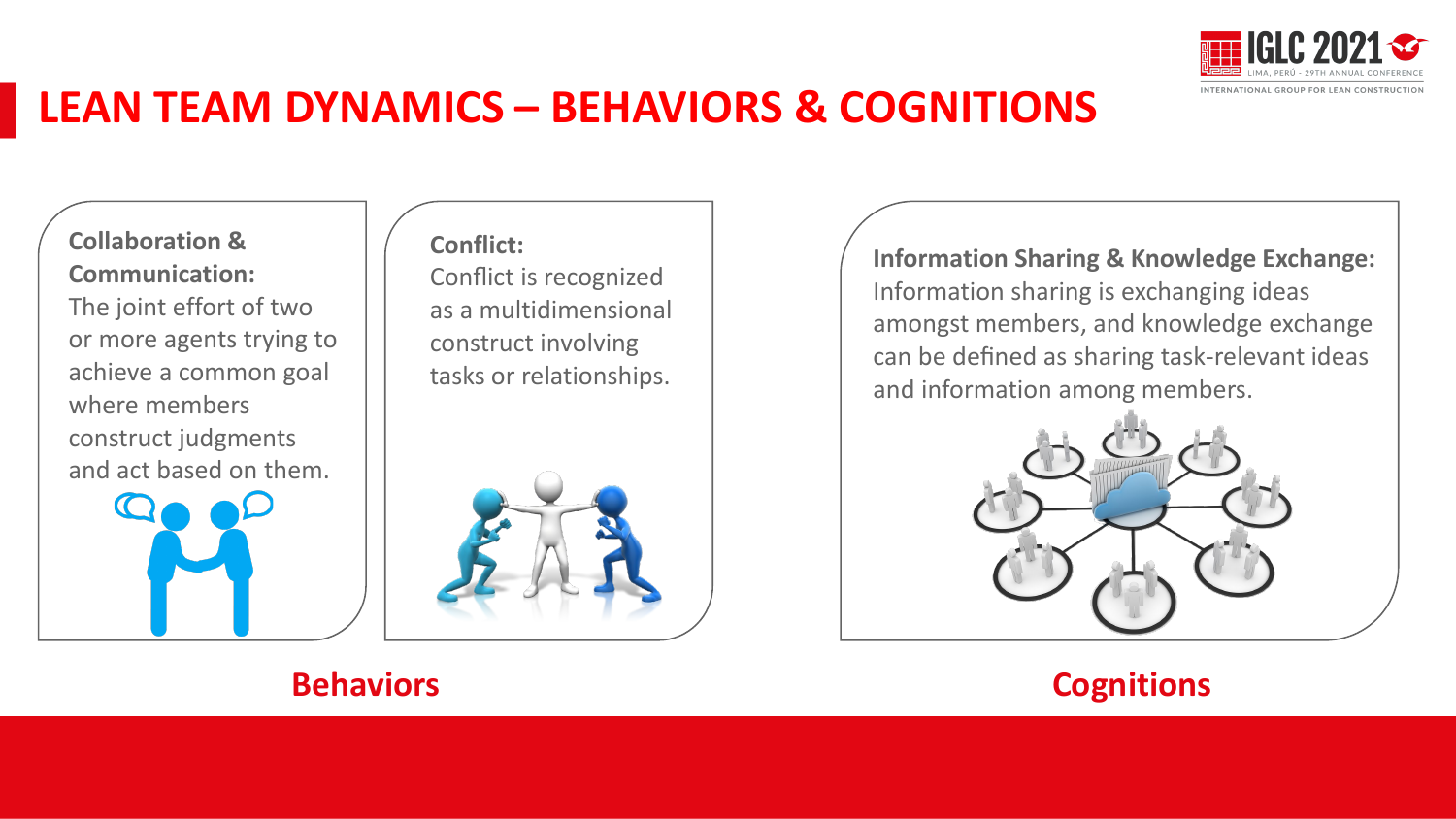# LEAN TEAM DYNAMICS – BEHAVIORS & COGNITIONS

**Collaboration & Communication:**
The joint effort of two or more agents trying to achieve a common goal where members construct judgments and act based on them.

**Conflict:**
Conflict is recognized as a multidimensional construct involving tasks or relationships.

**Behaviors**

**Information Sharing & Knowledge Exchange:**
Information sharing is exchanging ideas amongst members, and knowledge exchange can be defined as sharing task-relevant ideas and information among members.

**Cognitions**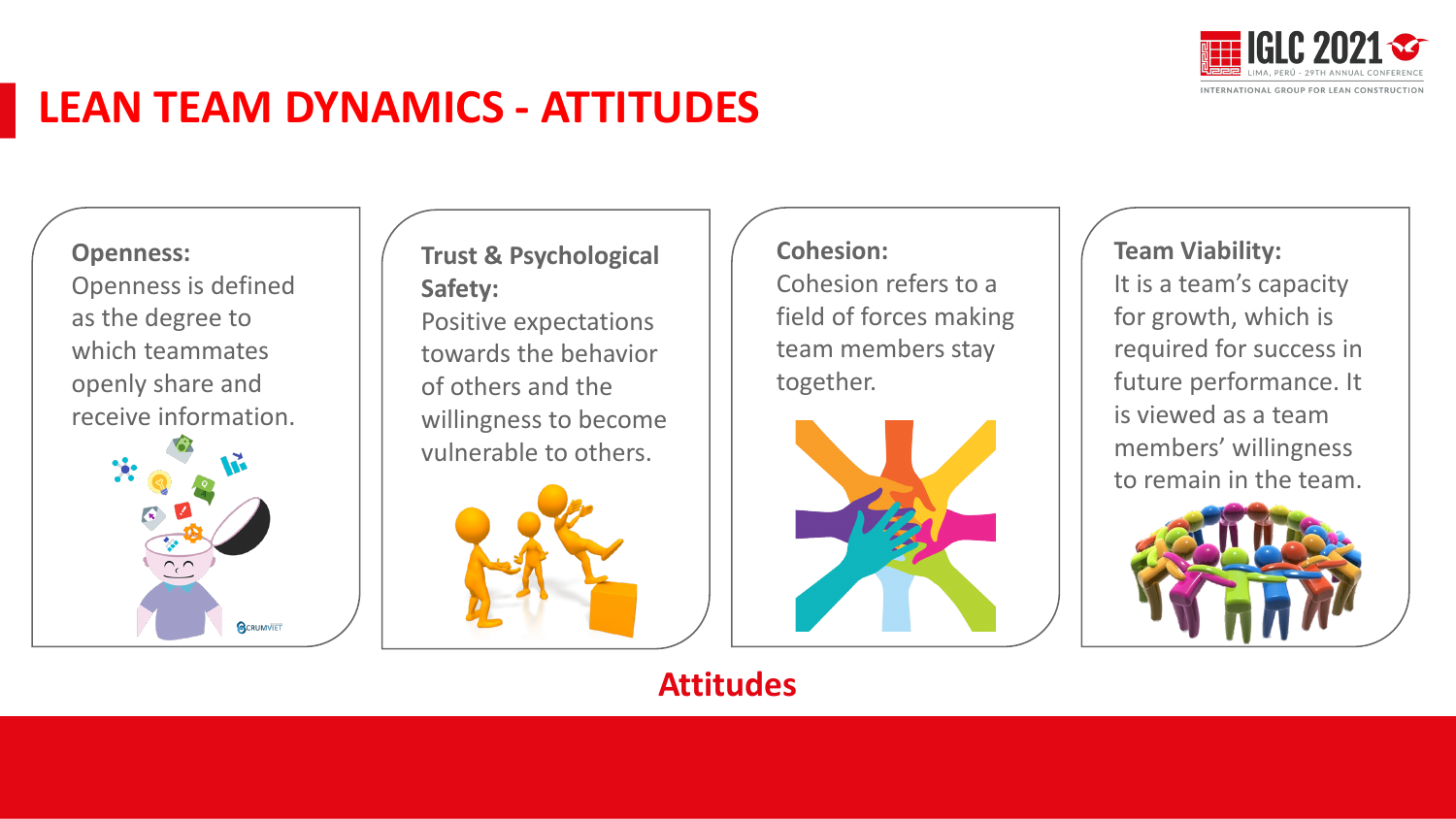# LEAN TEAM DYNAMICS - ATTITUDES

**Openness:**
Openness is defined as the degree to which teammates openly share and receive information.

**Trust & Psychological Safety:**
Positive expectations towards the behavior of others and the willingness to become vulnerable to others.

**Cohesion:**
Cohesion refers to a field of forces making team members stay together.

**Team Viability:**
It is a team's capacity for growth, which is required for success in future performance. It is viewed as a team members' willingness to remain in the team.

**Attitudes**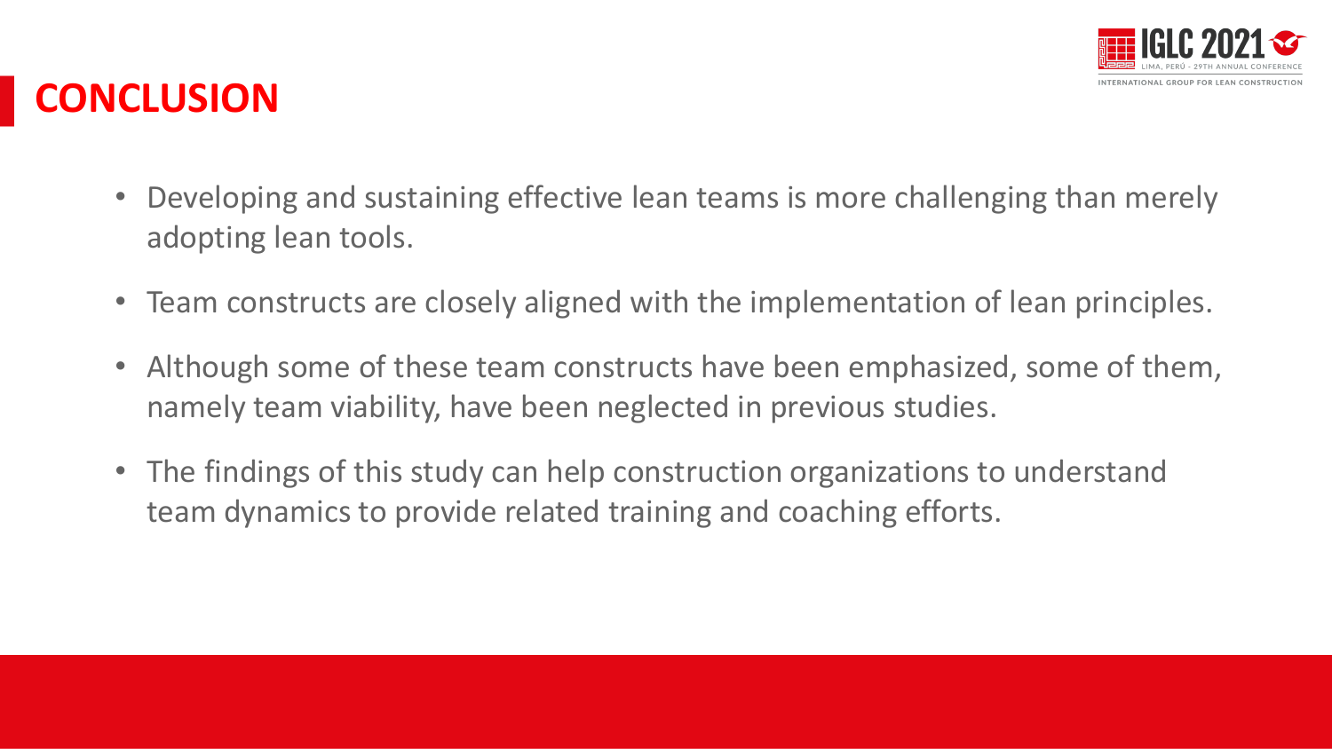# CONCLUSION

- Developing and sustaining effective lean teams is more challenging than merely adopting lean tools.
- Team constructs are closely aligned with the implementation of lean principles.
- Although some of these team constructs have been emphasized, some of them, namely team viability, have been neglected in previous studies.
- The findings of this study can help construction organizations to understand team dynamics to provide related training and coaching efforts.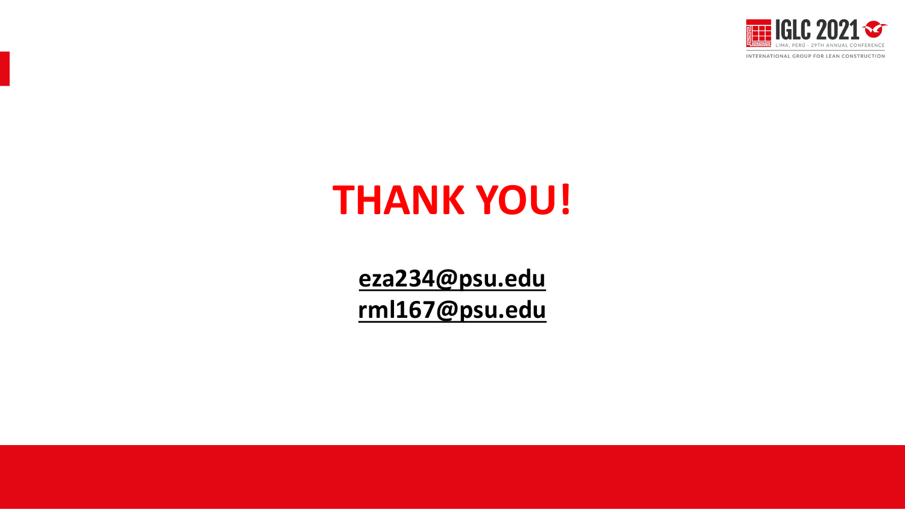# THANK YOU!

**eza234@psu.edu**
**rml167@psu.edu**